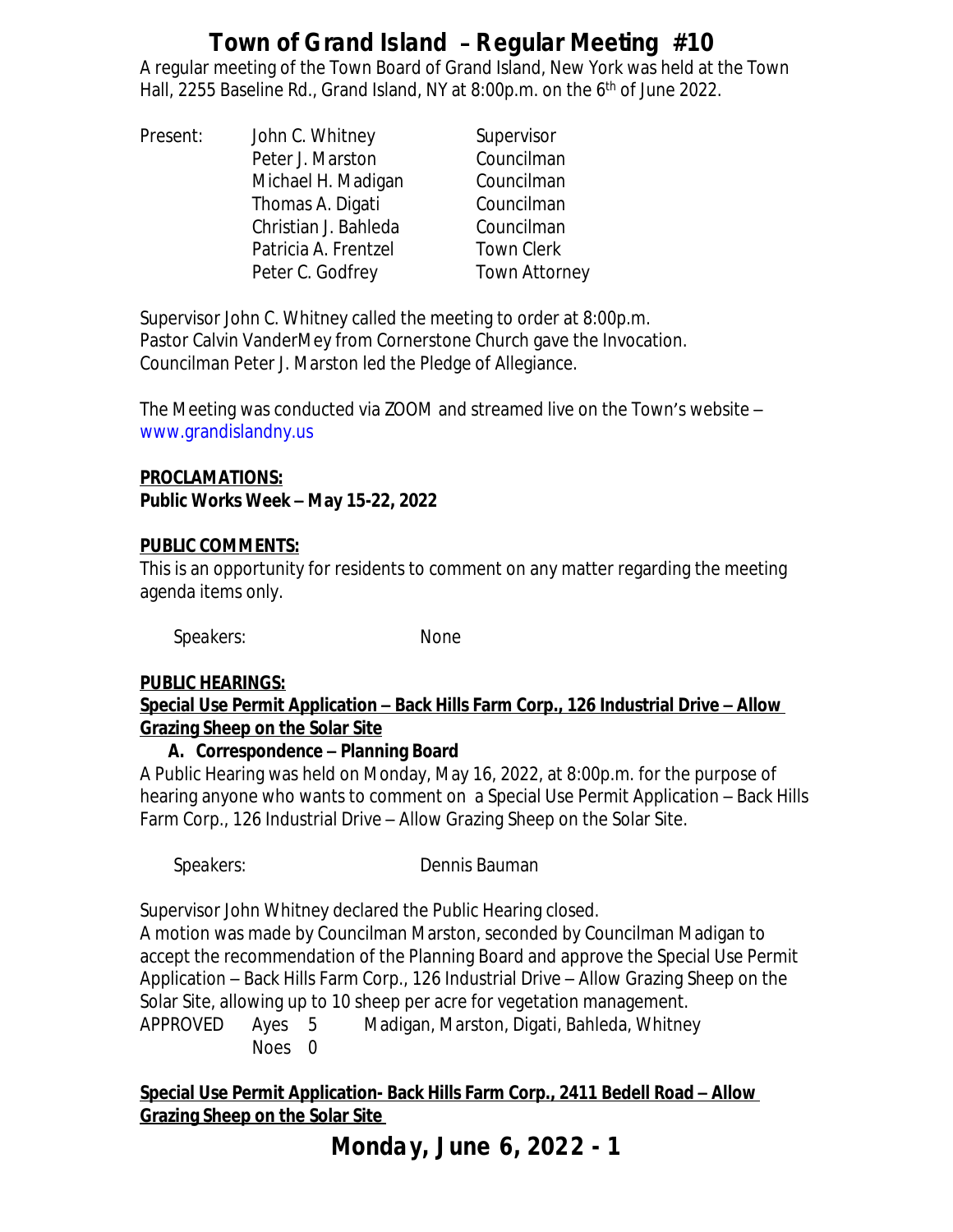# Town of Grand Island – Regular Meeting #10

A regular meeting of the Town Board of Grand Island, New York was held at the Town Hall, 2255 Baseline Rd., Grand Island, NY at 8:00p.m. on the 6th of June 2022.

| | | |
|---|---|---|
| Present: | John C. Whitney | Supervisor |
| | Peter J. Marston | Councilman |
| | Michael H. Madigan | Councilman |
| | Thomas A. Digati | Councilman |
| | Christian J. Bahleda | Councilman |
| | Patricia A. Frentzel | Town Clerk |
| | Peter C. Godfrey | Town Attorney |

Supervisor John C. Whitney called the meeting to order at 8:00p.m.
Pastor Calvin VanderMey from Cornerstone Church gave the Invocation.
Councilman Peter J. Marston led the Pledge of Allegiance.

The Meeting was conducted via ZOOM and streamed live on the Town's website – www.grandislandny.us

**PROCLAMATIONS:**
**Public Works Week – May 15-22, 2022**

**PUBLIC COMMENTS:**
This is an opportunity for residents to comment on any matter regarding the meeting agenda items only.

Speakers: None

**PUBLIC HEARINGS:**
**Special Use Permit Application – Back Hills Farm Corp., 126 Industrial Drive – Allow Grazing Sheep on the Solar Site**

**A. Correspondence – Planning Board**

A Public Hearing was held on Monday, May 16, 2022, at 8:00p.m. for the purpose of hearing anyone who wants to comment on a Special Use Permit Application – Back Hills Farm Corp., 126 Industrial Drive – Allow Grazing Sheep on the Solar Site.

Speakers: Dennis Bauman

Supervisor John Whitney declared the Public Hearing closed.
A motion was made by Councilman Marston, seconded by Councilman Madigan to accept the recommendation of the Planning Board and approve the Special Use Permit Application – Back Hills Farm Corp., 126 Industrial Drive – Allow Grazing Sheep on the Solar Site, allowing up to 10 sheep per acre for vegetation management.

APPROVED Ayes 5 Madigan, Marston, Digati, Bahleda, Whitney
Noes 0

**Special Use Permit Application- Back Hills Farm Corp., 2411 Bedell Road – Allow Grazing Sheep on the Solar Site**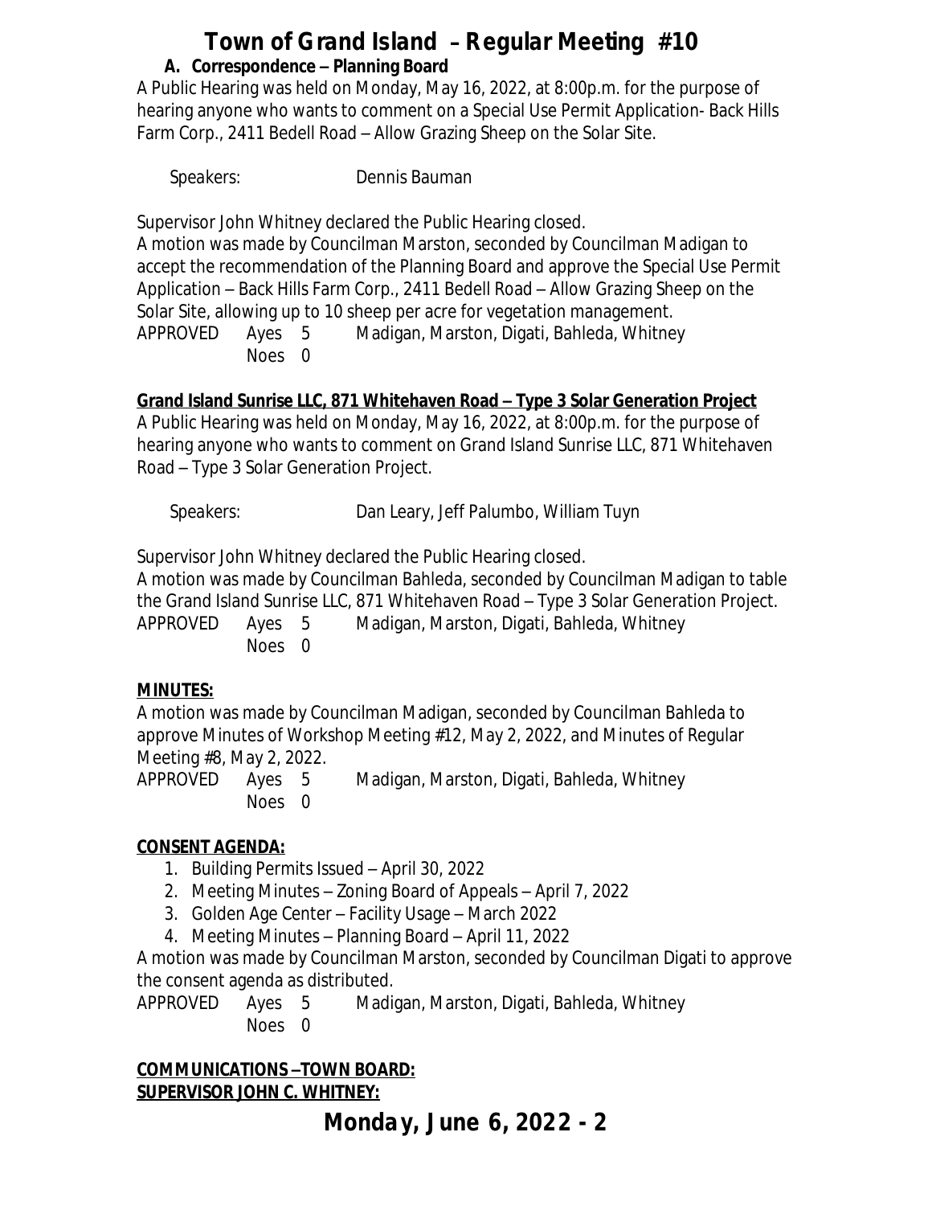**A. Correspondence – Planning Board**

A Public Hearing was held on Monday, May 16, 2022, at 8:00p.m. for the purpose of hearing anyone who wants to comment on a Special Use Permit Application- Back Hills Farm Corp., 2411 Bedell Road – Allow Grazing Sheep on the Solar Site.

Speakers: Dennis Bauman

Supervisor John Whitney declared the Public Hearing closed.
A motion was made by Councilman Marston, seconded by Councilman Madigan to accept the recommendation of the Planning Board and approve the Special Use Permit Application – Back Hills Farm Corp., 2411 Bedell Road – Allow Grazing Sheep on the Solar Site, allowing up to 10 sheep per acre for vegetation management.

APPROVED Ayes 5 Madigan, Marston, Digati, Bahleda, Whitney
Noes 0

**Grand Island Sunrise LLC, 871 Whitehaven Road – Type 3 Solar Generation Project**

A Public Hearing was held on Monday, May 16, 2022, at 8:00p.m. for the purpose of hearing anyone who wants to comment on Grand Island Sunrise LLC, 871 Whitehaven Road – Type 3 Solar Generation Project.

Speakers: Dan Leary, Jeff Palumbo, William Tuyn

Supervisor John Whitney declared the Public Hearing closed.
A motion was made by Councilman Bahleda, seconded by Councilman Madigan to table the Grand Island Sunrise LLC, 871 Whitehaven Road – Type 3 Solar Generation Project.

APPROVED Ayes 5 Madigan, Marston, Digati, Bahleda, Whitney
Noes 0

**MINUTES:**

A motion was made by Councilman Madigan, seconded by Councilman Bahleda to approve Minutes of Workshop Meeting #12, May 2, 2022, and Minutes of Regular Meeting #8, May 2, 2022.

APPROVED Ayes 5 Madigan, Marston, Digati, Bahleda, Whitney
Noes 0

**CONSENT AGENDA:**

1. Building Permits Issued – April 30, 2022
2. Meeting Minutes – Zoning Board of Appeals – April 7, 2022
3. Golden Age Center – Facility Usage – March 2022
4. Meeting Minutes – Planning Board – April 11, 2022

A motion was made by Councilman Marston, seconded by Councilman Digati to approve the consent agenda as distributed.

APPROVED Ayes 5 Madigan, Marston, Digati, Bahleda, Whitney
Noes 0

**COMMUNICATIONS –TOWN BOARD:**

**SUPERVISOR JOHN C. WHITNEY:**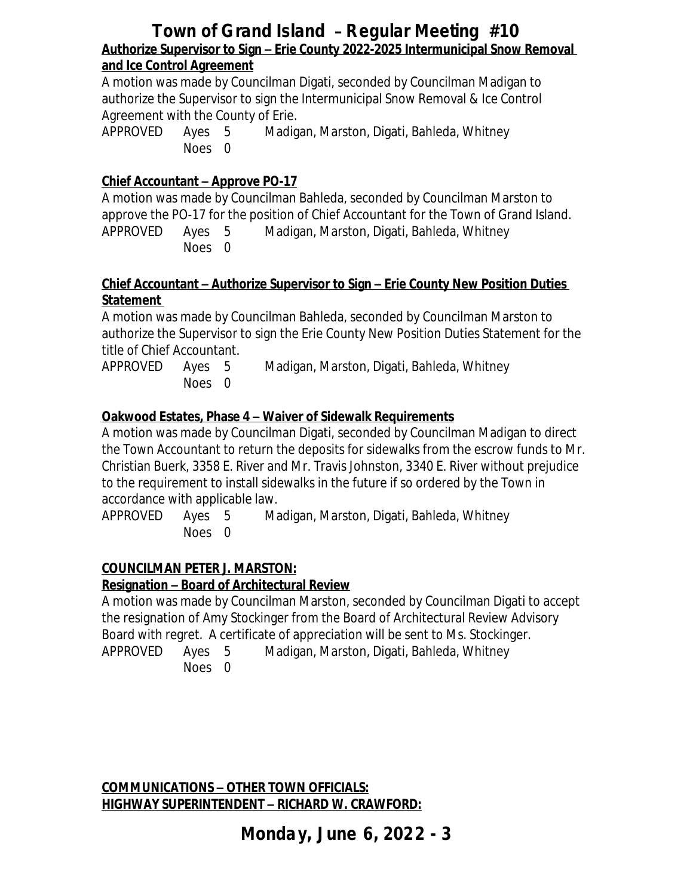**Authorize Supervisor to Sign – Erie County 2022-2025 Intermunicipal Snow Removal and Ice Control Agreement**

A motion was made by Councilman Digati, seconded by Councilman Madigan to authorize the Supervisor to sign the Intermunicipal Snow Removal & Ice Control Agreement with the County of Erie.

APPROVED Ayes 5 Madigan, Marston, Digati, Bahleda, Whitney
Noes 0

**Chief Accountant – Approve PO-17**

A motion was made by Councilman Bahleda, seconded by Councilman Marston to approve the PO-17 for the position of Chief Accountant for the Town of Grand Island.

APPROVED Ayes 5 Madigan, Marston, Digati, Bahleda, Whitney
Noes 0

**Chief Accountant – Authorize Supervisor to Sign – Erie County New Position Duties Statement**

A motion was made by Councilman Bahleda, seconded by Councilman Marston to authorize the Supervisor to sign the Erie County New Position Duties Statement for the title of Chief Accountant.

APPROVED Ayes 5 Madigan, Marston, Digati, Bahleda, Whitney
Noes 0

**Oakwood Estates, Phase 4 – Waiver of Sidewalk Requirements**

A motion was made by Councilman Digati, seconded by Councilman Madigan to direct the Town Accountant to return the deposits for sidewalks from the escrow funds to Mr. Christian Buerk, 3358 E. River and Mr. Travis Johnston, 3340 E. River without prejudice to the requirement to install sidewalks in the future if so ordered by the Town in accordance with applicable law.

APPROVED Ayes 5 Madigan, Marston, Digati, Bahleda, Whitney
Noes 0

**COUNCILMAN PETER J. MARSTON:**

**Resignation – Board of Architectural Review**

A motion was made by Councilman Marston, seconded by Councilman Digati to accept the resignation of Amy Stockinger from the Board of Architectural Review Advisory Board with regret. A certificate of appreciation will be sent to Ms. Stockinger.

APPROVED Ayes 5 Madigan, Marston, Digati, Bahleda, Whitney
Noes 0

**COMMUNICATIONS – OTHER TOWN OFFICIALS:**

**HIGHWAY SUPERINTENDENT – RICHARD W. CRAWFORD:**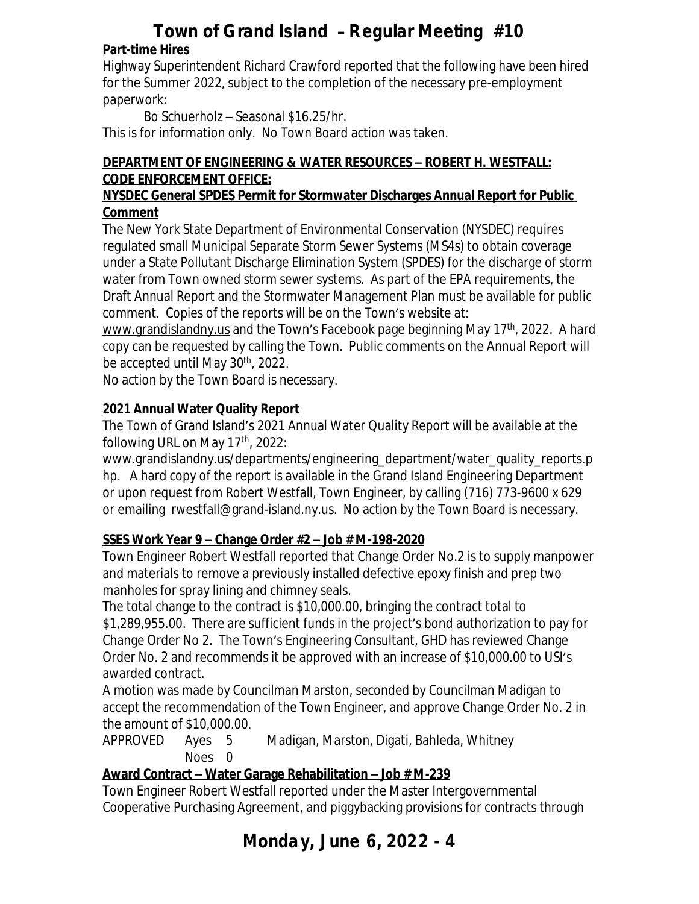**Part-time Hires**

Highway Superintendent Richard Crawford reported that the following have been hired for the Summer 2022, subject to the completion of the necessary pre-employment paperwork:

Bo Schuerholz – Seasonal $16.25/hr.

This is for information only. No Town Board action was taken.

**DEPARTMENT OF ENGINEERING & WATER RESOURCES – ROBERT H. WESTFALL:**
**CODE ENFORCEMENT OFFICE:**

**NYSDEC General SPDES Permit for Stormwater Discharges Annual Report for Public Comment**

The New York State Department of Environmental Conservation (NYSDEC) requires regulated small Municipal Separate Storm Sewer Systems (MS4s) to obtain coverage under a State Pollutant Discharge Elimination System (SPDES) for the discharge of storm water from Town owned storm sewer systems. As part of the EPA requirements, the Draft Annual Report and the Stormwater Management Plan must be available for public comment. Copies of the reports will be on the Town's website at: www.grandislandny.us and the Town's Facebook page beginning May 17th, 2022. A hard copy can be requested by calling the Town. Public comments on the Annual Report will be accepted until May 30th, 2022.

No action by the Town Board is necessary.

**2021 Annual Water Quality Report**

The Town of Grand Island's 2021 Annual Water Quality Report will be available at the following URL on May 17th, 2022: www.grandislandny.us/departments/engineering_department/water_quality_reports.php. A hard copy of the report is available in the Grand Island Engineering Department or upon request from Robert Westfall, Town Engineer, by calling (716) 773-9600 x 629 or emailing rwestfall@grand-island.ny.us. No action by the Town Board is necessary.

**SSES Work Year 9 – Change Order #2 – Job # M-198-2020**

Town Engineer Robert Westfall reported that Change Order No.2 is to supply manpower and materials to remove a previously installed defective epoxy finish and prep two manholes for spray lining and chimney seals.

The total change to the contract is $10,000.00, bringing the contract total to $1,289,955.00. There are sufficient funds in the project's bond authorization to pay for Change Order No 2. The Town's Engineering Consultant, GHD has reviewed Change Order No. 2 and recommends it be approved with an increase of $10,000.00 to USI's awarded contract.

A motion was made by Councilman Marston, seconded by Councilman Madigan to accept the recommendation of the Town Engineer, and approve Change Order No. 2 in the amount of $10,000.00.

APPROVED Ayes 5 Madigan, Marston, Digati, Bahleda, Whitney
Noes 0

**Award Contract – Water Garage Rehabilitation – Job # M-239**

Town Engineer Robert Westfall reported under the Master Intergovernmental Cooperative Purchasing Agreement, and piggybacking provisions for contracts through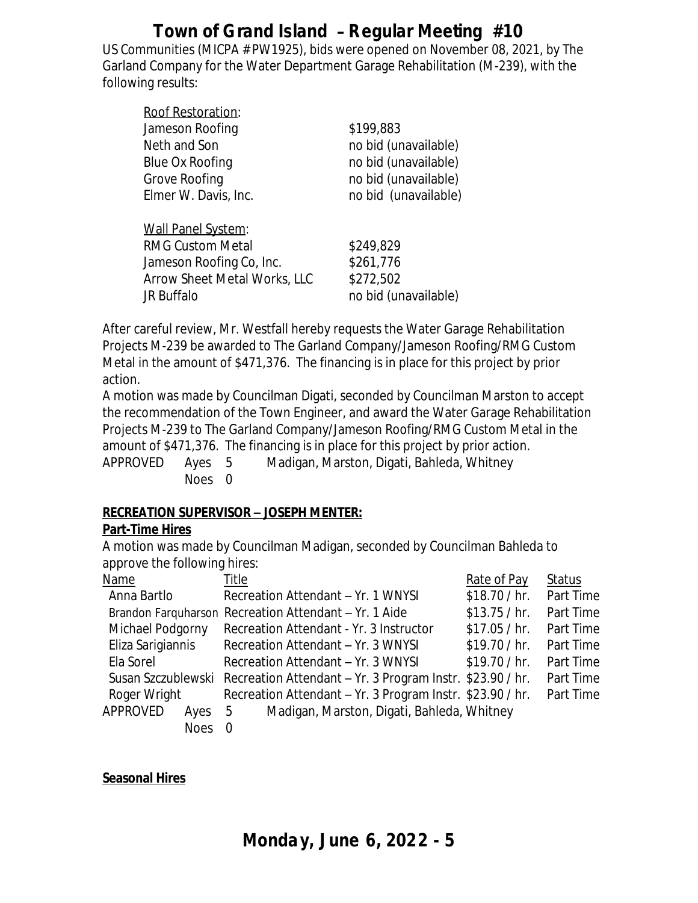US Communities (MICPA # PW1925), bids were opened on November 08, 2021, by The Garland Company for the Water Department Garage Rehabilitation (M-239), with the following results:

| | |
|---|---|
| Roof Restoration: | |
| Jameson Roofing | $199,883 |
| Neth and Son | no bid (unavailable) |
| Blue Ox Roofing | no bid (unavailable) |
| Grove Roofing | no bid (unavailable) |
| Elmer W. Davis, Inc. | no bid (unavailable) |
| | |
| Wall Panel System: | |
| RMG Custom Metal | $249,829 |
| Jameson Roofing Co, Inc. | $261,776 |
| Arrow Sheet Metal Works, LLC | $272,502 |
| JR Buffalo | no bid (unavailable) |

After careful review, Mr. Westfall hereby requests the Water Garage Rehabilitation Projects M-239 be awarded to The Garland Company/Jameson Roofing/RMG Custom Metal in the amount of $471,376. The financing is in place for this project by prior action.

A motion was made by Councilman Digati, seconded by Councilman Marston to accept the recommendation of the Town Engineer, and award the Water Garage Rehabilitation Projects M-239 to The Garland Company/Jameson Roofing/RMG Custom Metal in the amount of $471,376. The financing is in place for this project by prior action.

APPROVED Ayes 5 Madigan, Marston, Digati, Bahleda, Whitney
Noes 0

**RECREATION SUPERVISOR – JOSEPH MENTER:**

**Part-Time Hires**

A motion was made by Councilman Madigan, seconded by Councilman Bahleda to approve the following hires:

| Name | Title | Rate of Pay | Status |
|---|---|---|---|
| Anna Bartlo | Recreation Attendant – Yr. 1 WNYSI | $18.70 / hr. | Part Time |
| Brandon Farquharson | Recreation Attendant – Yr. 1 Aide | $13.75 / hr. | Part Time |
| Michael Podgorny | Recreation Attendant - Yr. 3 Instructor | $17.05 / hr. | Part Time |
| Eliza Sarigiannis | Recreation Attendant – Yr. 3 WNYSI | $19.70 / hr. | Part Time |
| Ela Sorel | Recreation Attendant – Yr. 3 WNYSI | $19.70 / hr. | Part Time |
| Susan Szczublewski | Recreation Attendant – Yr. 3 Program Instr. | $23.90 / hr. | Part Time |
| Roger Wright | Recreation Attendant – Yr. 3 Program Instr. | $23.90 / hr. | Part Time |

APPROVED Ayes 5 Madigan, Marston, Digati, Bahleda, Whitney
Noes 0

**Seasonal Hires**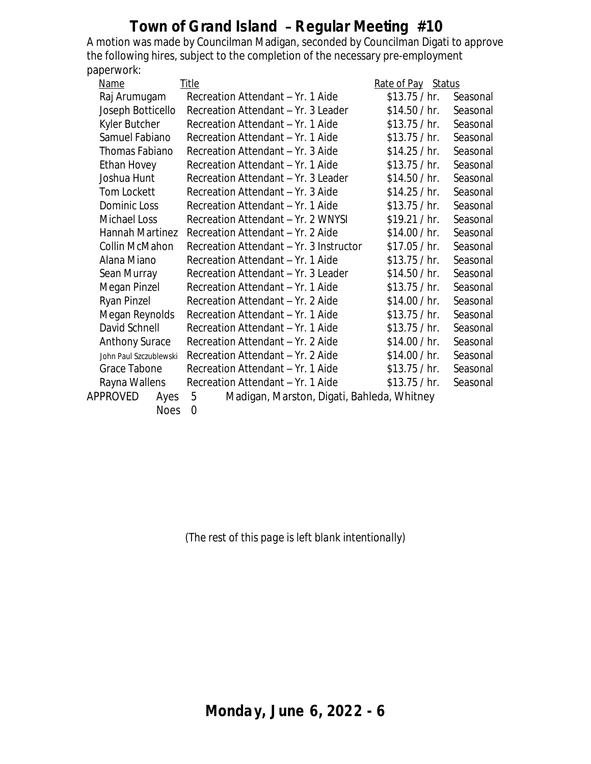# Town of Grand Island – Regular Meeting #10

A motion was made by Councilman Madigan, seconded by Councilman Digati to approve the following hires, subject to the completion of the necessary pre-employment paperwork:

| Name | Title | Rate of Pay | Status |
|---|---|---|---|
| Raj Arumugam | Recreation Attendant – Yr. 1 Aide | $13.75 / hr. | Seasonal |
| Joseph Botticello | Recreation Attendant – Yr. 3 Leader | $14.50 / hr. | Seasonal |
| Kyler Butcher | Recreation Attendant – Yr. 1 Aide | $13.75 / hr. | Seasonal |
| Samuel Fabiano | Recreation Attendant – Yr. 1 Aide | $13.75 / hr. | Seasonal |
| Thomas Fabiano | Recreation Attendant – Yr. 3 Aide | $14.25 / hr. | Seasonal |
| Ethan Hovey | Recreation Attendant – Yr. 1 Aide | $13.75 / hr. | Seasonal |
| Joshua Hunt | Recreation Attendant – Yr. 3 Leader | $14.50 / hr. | Seasonal |
| Tom Lockett | Recreation Attendant – Yr. 3 Aide | $14.25 / hr. | Seasonal |
| Dominic Loss | Recreation Attendant – Yr. 1 Aide | $13.75 / hr. | Seasonal |
| Michael Loss | Recreation Attendant – Yr. 2 WNYSI | $19.21 / hr. | Seasonal |
| Hannah Martinez | Recreation Attendant – Yr. 2 Aide | $14.00 / hr. | Seasonal |
| Collin McMahon | Recreation Attendant – Yr. 3 Instructor | $17.05 / hr. | Seasonal |
| Alana Miano | Recreation Attendant – Yr. 1 Aide | $13.75 / hr. | Seasonal |
| Sean Murray | Recreation Attendant – Yr. 3 Leader | $14.50 / hr. | Seasonal |
| Megan Pinzel | Recreation Attendant – Yr. 1 Aide | $13.75 / hr. | Seasonal |
| Ryan Pinzel | Recreation Attendant – Yr. 2 Aide | $14.00 / hr. | Seasonal |
| Megan Reynolds | Recreation Attendant – Yr. 1 Aide | $13.75 / hr. | Seasonal |
| David Schnell | Recreation Attendant – Yr. 1 Aide | $13.75 / hr. | Seasonal |
| Anthony Surace | Recreation Attendant – Yr. 2 Aide | $14.00 / hr. | Seasonal |
| John Paul Szczublewski | Recreation Attendant – Yr. 2 Aide | $14.00 / hr. | Seasonal |
| Grace Tabone | Recreation Attendant – Yr. 1 Aide | $13.75 / hr. | Seasonal |
| Rayna Wallens | Recreation Attendant – Yr. 1 Aide | $13.75 / hr. | Seasonal |

APPROVED Ayes 5 Madigan, Marston, Digati, Bahleda, Whitney
Noes 0

*(The rest of this page is left blank intentionally)*

**Monday, June 6, 2022 - 6**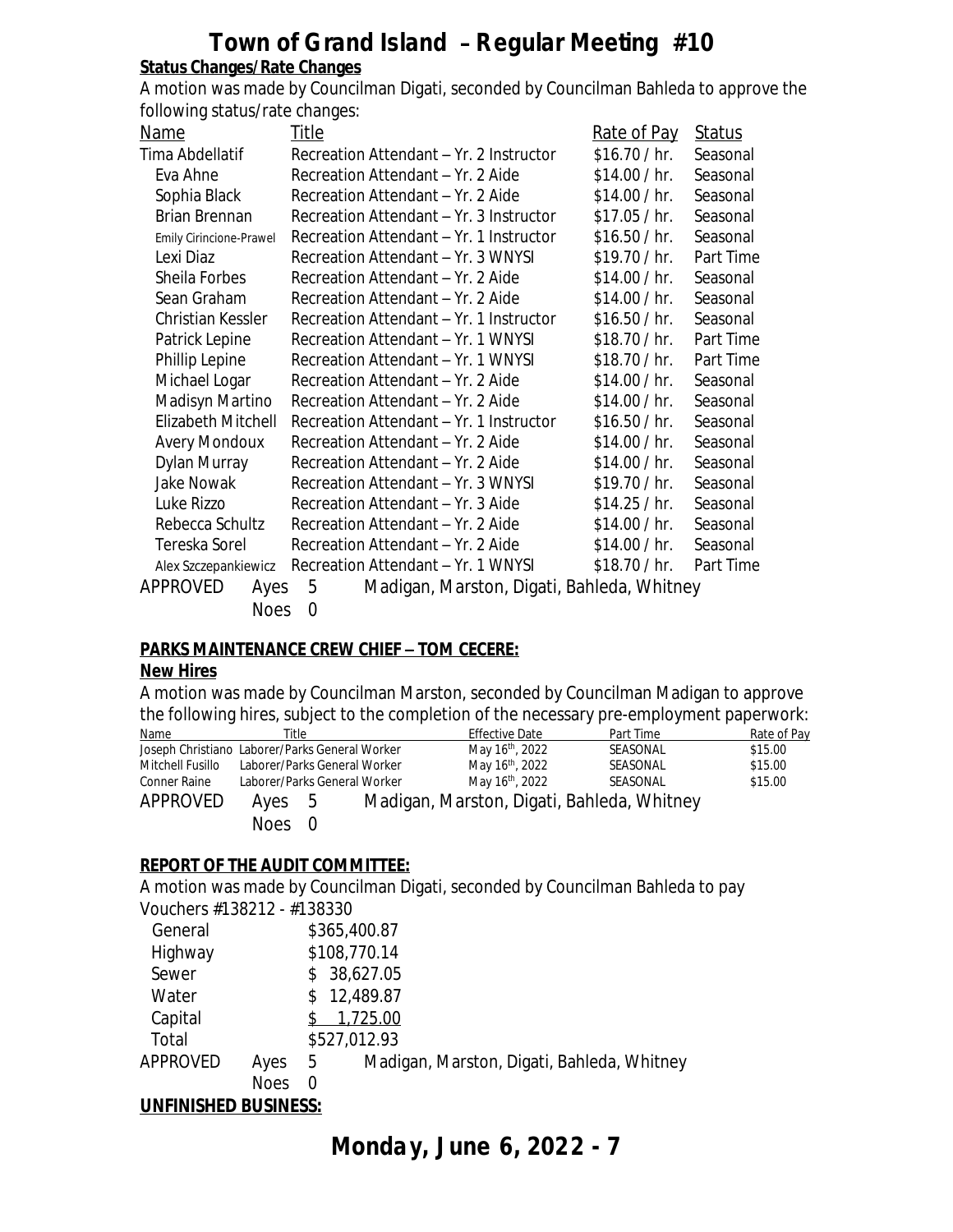**Status Changes/Rate Changes**

A motion was made by Councilman Digati, seconded by Councilman Bahleda to approve the following status/rate changes:

| Name | Title | Rate of Pay | Status |
|---|---|---|---|
| Tima Abdellatif | Recreation Attendant – Yr. 2 Instructor | $16.70 / hr. | Seasonal |
| Eva Ahne | Recreation Attendant – Yr. 2 Aide | $14.00 / hr. | Seasonal |
| Sophia Black | Recreation Attendant – Yr. 2 Aide | $14.00 / hr. | Seasonal |
| Brian Brennan | Recreation Attendant – Yr. 3 Instructor | $17.05 / hr. | Seasonal |
| Emily Cirincione-Prawel | Recreation Attendant – Yr. 1 Instructor | $16.50 / hr. | Seasonal |
| Lexi Diaz | Recreation Attendant – Yr. 3 WNYSI | $19.70 / hr. | Part Time |
| Sheila Forbes | Recreation Attendant – Yr. 2 Aide | $14.00 / hr. | Seasonal |
| Sean Graham | Recreation Attendant – Yr. 2 Aide | $14.00 / hr. | Seasonal |
| Christian Kessler | Recreation Attendant – Yr. 1 Instructor | $16.50 / hr. | Seasonal |
| Patrick Lepine | Recreation Attendant – Yr. 1 WNYSI | $18.70 / hr. | Part Time |
| Phillip Lepine | Recreation Attendant – Yr. 1 WNYSI | $18.70 / hr. | Part Time |
| Michael Logar | Recreation Attendant – Yr. 2 Aide | $14.00 / hr. | Seasonal |
| Madisyn Martino | Recreation Attendant – Yr. 2 Aide | $14.00 / hr. | Seasonal |
| Elizabeth Mitchell | Recreation Attendant – Yr. 1 Instructor | $16.50 / hr. | Seasonal |
| Avery Mondoux | Recreation Attendant – Yr. 2 Aide | $14.00 / hr. | Seasonal |
| Dylan Murray | Recreation Attendant – Yr. 2 Aide | $14.00 / hr. | Seasonal |
| Jake Nowak | Recreation Attendant – Yr. 3 WNYSI | $19.70 / hr. | Seasonal |
| Luke Rizzo | Recreation Attendant – Yr. 3 Aide | $14.25 / hr. | Seasonal |
| Rebecca Schultz | Recreation Attendant – Yr. 2 Aide | $14.00 / hr. | Seasonal |
| Tereska Sorel | Recreation Attendant – Yr. 2 Aide | $14.00 / hr. | Seasonal |
| Alex Szczepankiewicz | Recreation Attendant – Yr. 1 WNYSI | $18.70 / hr. | Part Time |

APPROVED Ayes 5 Madigan, Marston, Digati, Bahleda, Whitney
Noes 0

**PARKS MAINTENANCE CREW CHIEF – TOM CECERE:**

**New Hires**

A motion was made by Councilman Marston, seconded by Councilman Madigan to approve the following hires, subject to the completion of the necessary pre-employment paperwork:

| Name | Title | Effective Date | Part Time | Rate of Pay |
|---|---|---|---|---|
| Joseph Christiano | Laborer/Parks General Worker | May 16th, 2022 | SEASONAL | $15.00 |
| Mitchell Fusillo | Laborer/Parks General Worker | May 16th, 2022 | SEASONAL | $15.00 |
| Conner Raine | Laborer/Parks General Worker | May 16th, 2022 | SEASONAL | $15.00 |

APPROVED Ayes 5 Madigan, Marston, Digati, Bahleda, Whitney
Noes 0

**REPORT OF THE AUDIT COMMITTEE:**

A motion was made by Councilman Digati, seconded by Councilman Bahleda to pay Vouchers #138212 - #138330

| | |
|---|---|
| General | $365,400.87 |
| Highway | $108,770.14 |
| Sewer | $ 38,627.05 |
| Water | $ 12,489.87 |
| Capital | $ 1,725.00 |
| Total | $527,012.93 |

APPROVED Ayes 5 Madigan, Marston, Digati, Bahleda, Whitney
Noes 0

**UNFINISHED BUSINESS:**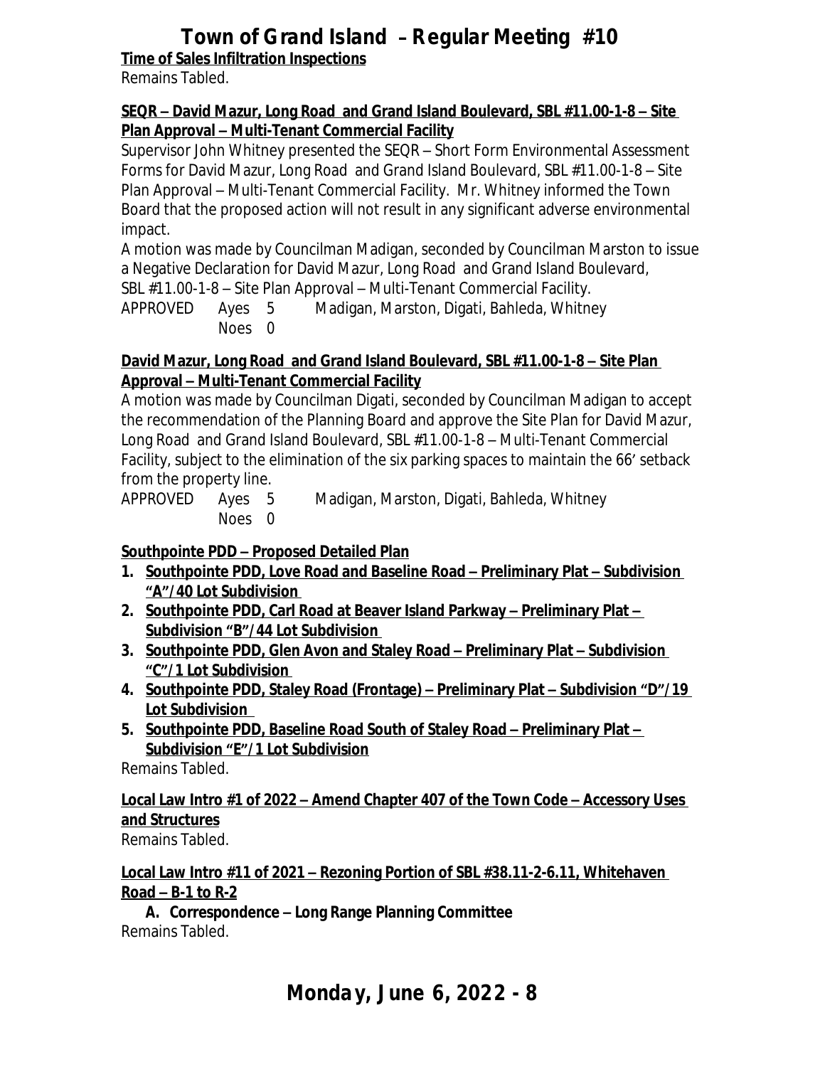**Time of Sales Infiltration Inspections**

Remains Tabled.

**SEQR – David Mazur, Long Road and Grand Island Boulevard, SBL #11.00-1-8 – Site Plan Approval – Multi-Tenant Commercial Facility**

Supervisor John Whitney presented the SEQR – Short Form Environmental Assessment Forms for David Mazur, Long Road and Grand Island Boulevard, SBL #11.00-1-8 – Site Plan Approval – Multi-Tenant Commercial Facility. Mr. Whitney informed the Town Board that the proposed action will not result in any significant adverse environmental impact.

A motion was made by Councilman Madigan, seconded by Councilman Marston to issue a Negative Declaration for David Mazur, Long Road and Grand Island Boulevard, SBL #11.00-1-8 – Site Plan Approval – Multi-Tenant Commercial Facility.

APPROVED Ayes 5 Madigan, Marston, Digati, Bahleda, Whitney
Noes 0

**David Mazur, Long Road and Grand Island Boulevard, SBL #11.00-1-8 – Site Plan Approval – Multi-Tenant Commercial Facility**

A motion was made by Councilman Digati, seconded by Councilman Madigan to accept the recommendation of the Planning Board and approve the Site Plan for David Mazur, Long Road and Grand Island Boulevard, SBL #11.00-1-8 – Multi-Tenant Commercial Facility, subject to the elimination of the six parking spaces to maintain the 66' setback from the property line.

APPROVED Ayes 5 Madigan, Marston, Digati, Bahleda, Whitney
Noes 0

**Southpointe PDD – Proposed Detailed Plan**

1. **Southpointe PDD, Love Road and Baseline Road – Preliminary Plat – Subdivision "A"/40 Lot Subdivision**
2. **Southpointe PDD, Carl Road at Beaver Island Parkway – Preliminary Plat – Subdivision "B"/44 Lot Subdivision**
3. **Southpointe PDD, Glen Avon and Staley Road – Preliminary Plat – Subdivision "C"/1 Lot Subdivision**
4. **Southpointe PDD, Staley Road (Frontage) – Preliminary Plat – Subdivision "D"/19 Lot Subdivision**
5. **Southpointe PDD, Baseline Road South of Staley Road – Preliminary Plat – Subdivision "E"/1 Lot Subdivision**

Remains Tabled.

**Local Law Intro #1 of 2022 – Amend Chapter 407 of the Town Code – Accessory Uses and Structures**

Remains Tabled.

**Local Law Intro #11 of 2021 – Rezoning Portion of SBL #38.11-2-6.11, Whitehaven Road – B-1 to R-2**

**A. Correspondence – Long Range Planning Committee**

Remains Tabled.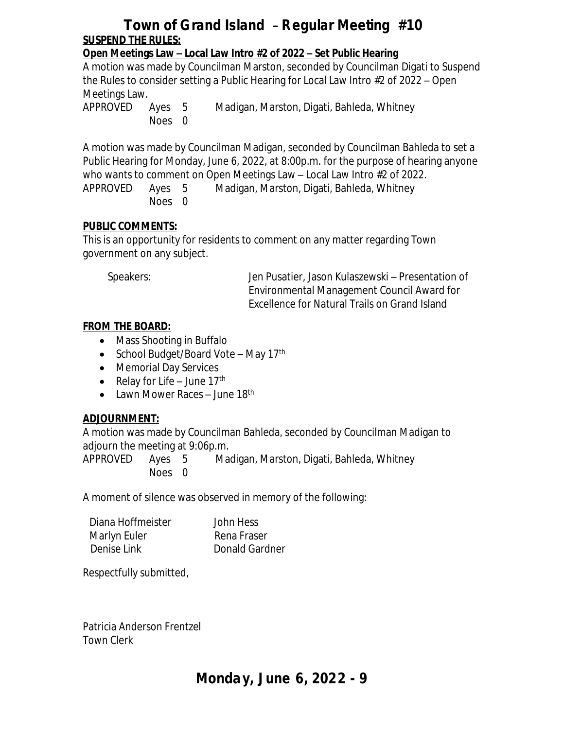**SUSPEND THE RULES:**

**Open Meetings Law – Local Law Intro #2 of 2022 – Set Public Hearing**

A motion was made by Councilman Marston, seconded by Councilman Digati to Suspend the Rules to consider setting a Public Hearing for Local Law Intro #2 of 2022 – Open Meetings Law.

| | | | |
|---|---|---|---|
| APPROVED | Ayes | 5 | Madigan, Marston, Digati, Bahleda, Whitney |
| | Noes | 0 | |

A motion was made by Councilman Madigan, seconded by Councilman Bahleda to set a Public Hearing for Monday, June 6, 2022, at 8:00p.m. for the purpose of hearing anyone who wants to comment on Open Meetings Law – Local Law Intro #2 of 2022.

| | | | |
|---|---|---|---|
| APPROVED | Ayes | 5 | Madigan, Marston, Digati, Bahleda, Whitney |
| | Noes | 0 | |

**PUBLIC COMMENTS:**

This is an opportunity for residents to comment on any matter regarding Town government on any subject.

Speakers: Jen Pusatier, Jason Kulaszewski – Presentation of Environmental Management Council Award for Excellence for Natural Trails on Grand Island

**FROM THE BOARD:**

- Mass Shooting in Buffalo
- School Budget/Board Vote – May 17th
- Memorial Day Services
- Relay for Life – June 17th
- Lawn Mower Races – June 18th

**ADJOURNMENT:**

A motion was made by Councilman Bahleda, seconded by Councilman Madigan to adjourn the meeting at 9:06p.m.

| | | | |
|---|---|---|---|
| APPROVED | Ayes | 5 | Madigan, Marston, Digati, Bahleda, Whitney |
| | Noes | 0 | |

A moment of silence was observed in memory of the following:

| | |
|---|---|
| Diana Hoffmeister | John Hess |
| Marlyn Euler | Rena Fraser |
| Denise Link | Donald Gardner |

Respectfully submitted,

Patricia Anderson Frentzel
Town Clerk